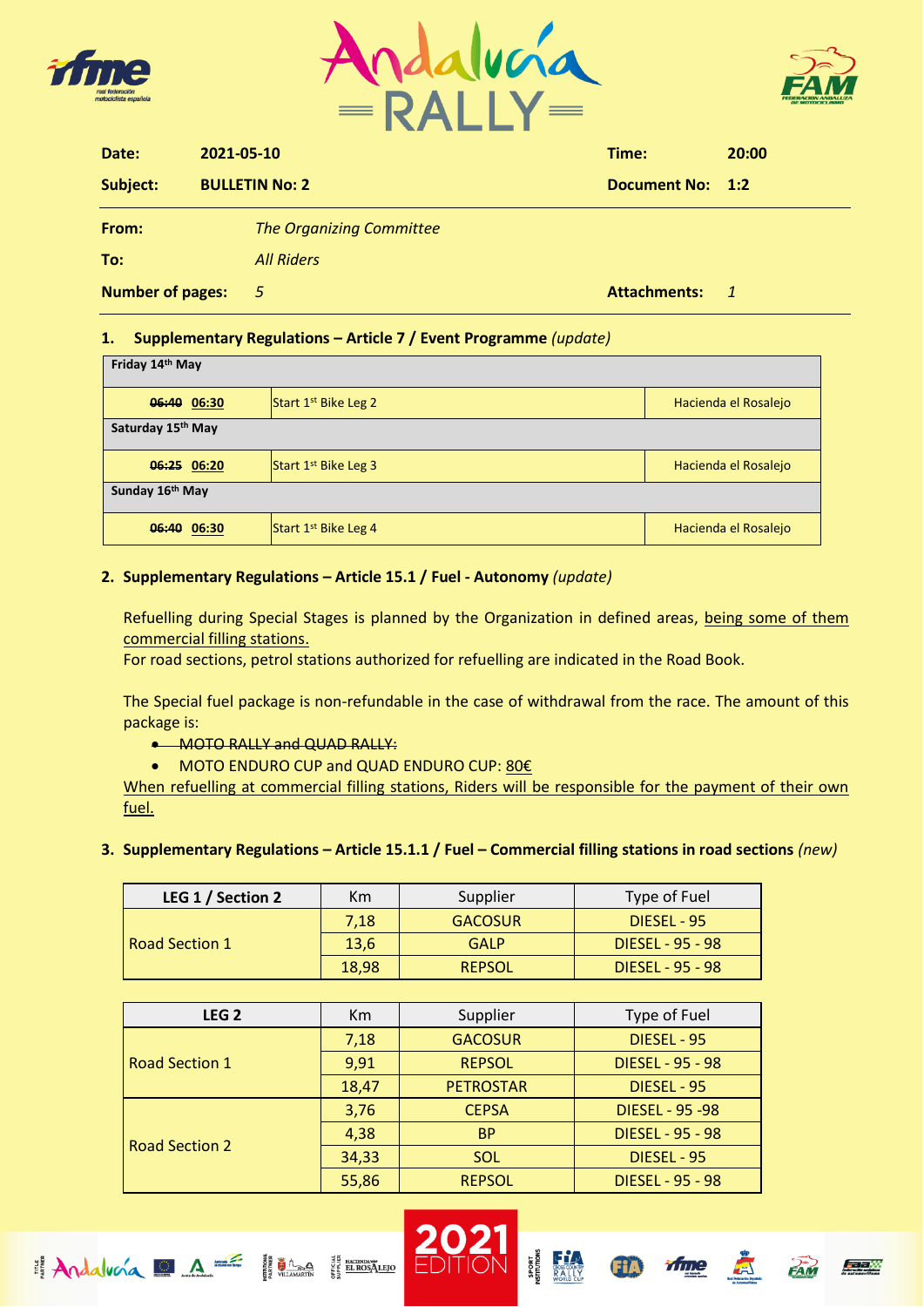| | | | |
|---|---|---|---|
| **Date:** | **2021-05-10** | **Time:** | **20:00** |
| **Subject:** | **BULLETIN No: 2** | **Document No:** | **1:2** |

| | | | |
|---|---|---|---|
| **From:** | *The Organizing Committee* | | |
| **To:** | *All Riders* | | |
| **Number of pages:** | *5* | **Attachments:** | *1* |

## 1. Supplementary Regulations – Article 7 / Event Programme *(update)*

| Friday 14th May | | |
|---|---|---|
| ~~06:40~~ 06:30 | Start 1st Bike Leg 2 | Hacienda el Rosalejo |
| **Saturday 15th May** | | |
| ~~06:25~~ 06:20 | Start 1st Bike Leg 3 | Hacienda el Rosalejo |
| **Sunday 16th May** | | |
| ~~06:40~~ 06:30 | Start 1st Bike Leg 4 | Hacienda el Rosalejo |

## 2. Supplementary Regulations – Article 15.1 / Fuel - Autonomy *(update)*

Refuelling during Special Stages is planned by the Organization in defined areas, being some of them commercial filling stations.
For road sections, petrol stations authorized for refuelling are indicated in the Road Book.

The Special fuel package is non-refundable in the case of withdrawal from the race. The amount of this package is:

- ~~MOTO RALLY and QUAD RALLY:~~
- MOTO ENDURO CUP and QUAD ENDURO CUP: 80€

When refuelling at commercial filling stations, Riders will be responsible for the payment of their own fuel.

## 3. Supplementary Regulations – Article 15.1.1 / Fuel – Commercial filling stations in road sections *(new)*

| LEG 1 / Section 2 | Km | Supplier | Type of Fuel |
|---|---|---|---|
| Road Section 1 | 7,18 | GACOSUR | DIESEL - 95 |
| | 13,6 | GALP | DIESEL - 95 - 98 |
| | 18,98 | REPSOL | DIESEL - 95 - 98 |

| LEG 2 | Km | Supplier | Type of Fuel |
|---|---|---|---|
| Road Section 1 | 7,18 | GACOSUR | DIESEL - 95 |
| | 9,91 | REPSOL | DIESEL - 95 - 98 |
| | 18,47 | PETROSTAR | DIESEL - 95 |
| Road Section 2 | 3,76 | CEPSA | DIESEL - 95 -98 |
| | 4,38 | BP | DIESEL - 95 - 98 |
| | 34,33 | SOL | DIESEL - 95 |
| | 55,86 | REPSOL | DIESEL - 95 - 98 |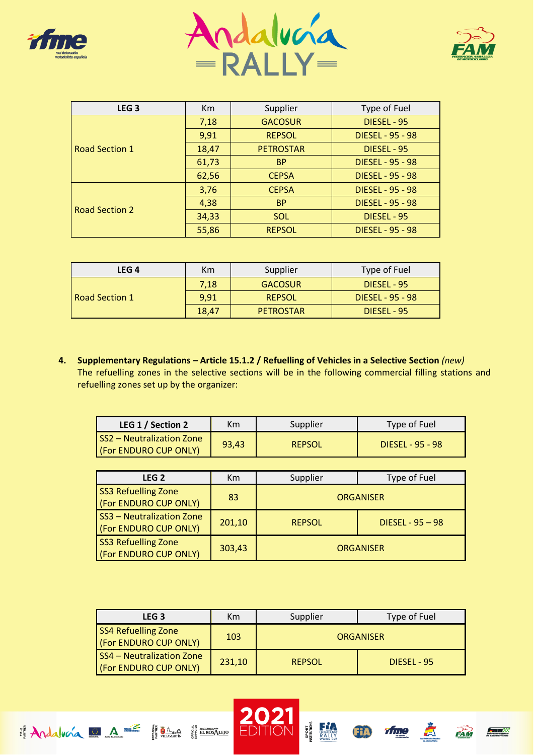| LEG 3 | Km | Supplier | Type of Fuel |
|---|---|---|---|
| Road Section 1 | 7,18 | GACOSUR | DIESEL - 95 |
| | 9,91 | REPSOL | DIESEL - 95 - 98 |
| | 18,47 | PETROSTAR | DIESEL - 95 |
| | 61,73 | BP | DIESEL - 95 - 98 |
| | 62,56 | CEPSA | DIESEL - 95 - 98 |
| Road Section 2 | 3,76 | CEPSA | DIESEL - 95 - 98 |
| | 4,38 | BP | DIESEL - 95 - 98 |
| | 34,33 | SOL | DIESEL - 95 |
| | 55,86 | REPSOL | DIESEL - 95 - 98 |

| LEG 4 | Km | Supplier | Type of Fuel |
|---|---|---|---|
| Road Section 1 | 7,18 | GACOSUR | DIESEL - 95 |
| | 9,91 | REPSOL | DIESEL - 95 - 98 |
| | 18,47 | PETROSTAR | DIESEL - 95 |

4. **Supplementary Regulations – Article 15.1.2 / Refuelling of Vehicles in a Selective Section** *(new)*
   The refuelling zones in the selective sections will be in the following commercial filling stations and refuelling zones set up by the organizer:

| LEG 1 / Section 2 | Km | Supplier | Type of Fuel |
|---|---|---|---|
| SS2 – Neutralization Zone (For ENDURO CUP ONLY) | 93,43 | REPSOL | DIESEL - 95 - 98 |

| LEG 2 | Km | Supplier | Type of Fuel |
|---|---|---|---|
| SS3 Refuelling Zone (For ENDURO CUP ONLY) | 83 | ORGANISER | |
| SS3 – Neutralization Zone (For ENDURO CUP ONLY) | 201,10 | REPSOL | DIESEL - 95 – 98 |
| SS3 Refuelling Zone (For ENDURO CUP ONLY) | 303,43 | ORGANISER | |

| LEG 3 | Km | Supplier | Type of Fuel |
|---|---|---|---|
| SS4 Refuelling Zone (For ENDURO CUP ONLY) | 103 | ORGANISER | |
| SS4 – Neutralization Zone (For ENDURO CUP ONLY) | 231,10 | REPSOL | DIESEL - 95 |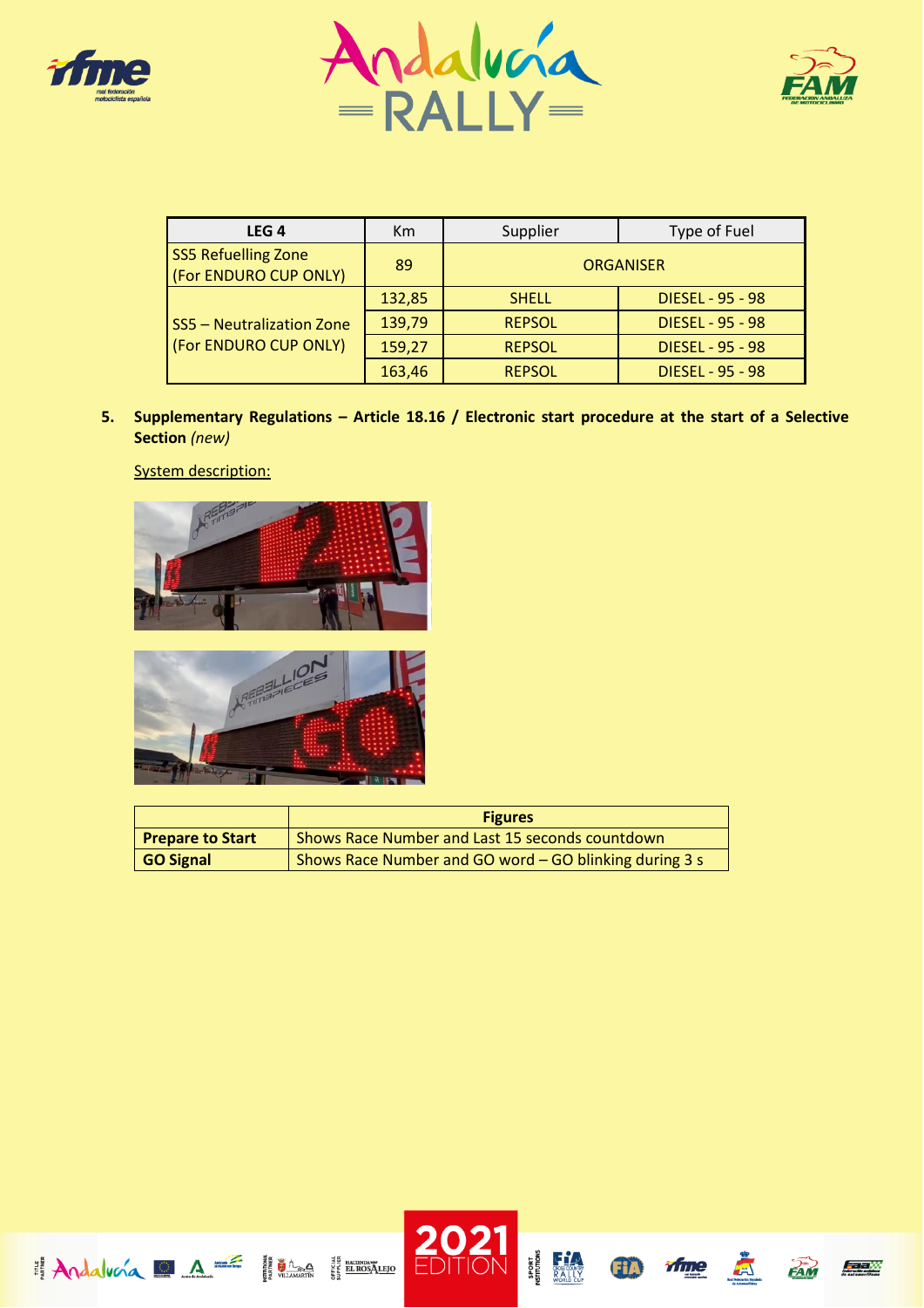| LEG 4 | Km | Supplier | Type of Fuel |
|---|---|---|---|
| SS5 Refuelling Zone (For ENDURO CUP ONLY) | 89 | ORGANISER | |
| SS5 – Neutralization Zone (For ENDURO CUP ONLY) | 132,85 | SHELL | DIESEL - 95 - 98 |
| | 139,79 | REPSOL | DIESEL - 95 - 98 |
| | 159,27 | REPSOL | DIESEL - 95 - 98 |
| | 163,46 | REPSOL | DIESEL - 95 - 98 |

5. **Supplementary Regulations – Article 18.16 / Electronic start procedure at the start of a Selective Section** *(new)*

<u>System description:</u>

| | Figures |
|---|---|
| **Prepare to Start** | Shows Race Number and Last 15 seconds countdown |
| **GO Signal** | Shows Race Number and GO word – GO blinking during 3 s |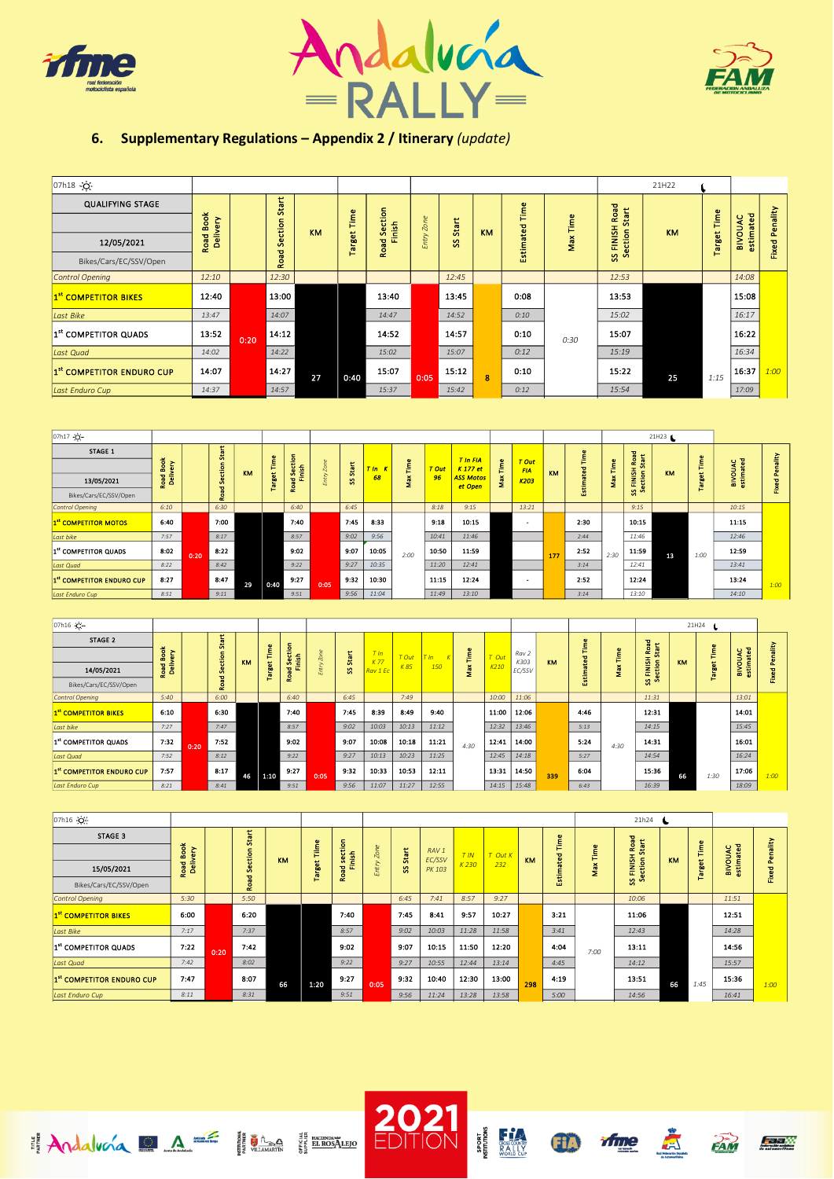## 6. Supplementary Regulations – Appendix 2 / Itinerary *(update)*

| 07h18 ☼ | | | | | | | | | | | | | | 21H22 ☾ | | | | |
|---|---|---|---|---|---|---|---|---|---|---|---|---|---|---|---|---|---|---|
| QUALIFYING STAGE 12/05/2021 Bikes/Cars/EC/SSV/Open | Road Book Delivery | | Road Section Start | KM | Target Time | Road Section Finish | Entry Zone | SS Start | KM | Estimated Time | Max Time | SS FINISH Road Section Start | KM | Target Time | BIVOUAC estimated | Fixed Penality |
| *Control Opening* | *12:10* | | *12:30* | | | | | *12:45* | | | | *12:53* | | | *14:08* | |
| 1[st] COMPETITOR BIKES | 12:40 | | 13:00 | | | 13:40 | | 13:45 | | 0:08 | | 13:53 | | | 15:08 | |
| *Last Bike* | *13:47* | | *14:07* | | | *14:47* | | *14:52* | | *0:10* | | *15:02* | | | *16:17* | |
| 1[st] COMPETITOR QUADS | 13:52 | 0:20 | 14:12 | | | 14:52 | | 14:57 | | 0:10 | 0:30 | 15:07 | | | 16:22 | |
| *Last Quad* | *14:02* | | *14:22* | | | *15:02* | | *15:07* | | *0:12* | | *15:19* | | | *16:34* | |
| 1[st] COMPETITOR ENDURO CUP | 14:07 | | 14:27 | 27 | 0:40 | 15:07 | 0:05 | 15:12 | 8 | 0:10 | | 15:22 | 25 | 1:15 | 16:37 | 1:00 |
| *Last Enduro Cup* | *14:37* | | *14:57* | | | *15:37* | | *15:42* | | *0:12* | | *15:54* | | | *17:09* | |

| 07h17 ☼ | | | | | | | | | | | | | | | | | | | 21H23 ☾ | | | | |
|---|---|---|---|---|---|---|---|---|---|---|---|---|---|---|---|---|---|---|---|---|---|---|---|
| STAGE 1 13/05/2021 Bikes/Cars/EC/SSV/Open | Road Book Delivery | | Road Section Start | KM | Target Time | Road Section Finish | Entry Zone | SS Start | T In K 68 | Max Time | T Out 96 | T In FIA K 177 et ASS Motos et Open | Max Time | T Out FIA K203 | KM | Estimated Time | Max Time | SS FINISH Road Section Start | KM | Target Time | BIVOUAC estimated | Fixed Penality |
| *Control Opening* | *6:10* | | *6:30* | | | *6:40* | | *6:45* | | | *8:18* | *9:15* | | *13:21* | | | | *9:15* | | | *10:15* | |
| 1[st] COMPETITOR MOTOS | 6:40 | | 7:00 | | | 7:40 | | 7:45 | 8:33 | | 9:18 | 10:15 | | - | | 2:30 | | 10:15 | | | 11:15 | |
| *Last bike* | *7:57* | | *8:17* | | | *8:57* | | *9:02* | *9:56* | | *10:41* | *11:46* | | | | *2:44* | | *11:46* | | | *12:46* | |
| 1[st] COMPETITOR QUADS | 8:02 | 0:20 | 8:22 | | | 9:02 | | 9:07 | 10:05 | 2:00 | 10:50 | 11:59 | | | 177 | 2:52 | 2:30 | 11:59 | 13 | 1:00 | 12:59 | |
| *Last Quad* | *8:22* | | *8:42* | | | *9:22* | | *9:27* | *10:35* | | *11:20* | *12:41* | | | | *3:14* | | *12:41* | | | *13:41* | |
| 1[st] COMPETITOR ENDURO CUP | 8:27 | | 8:47 | 29 | 0:40 | 9:27 | 0:05 | 9:32 | 10:30 | | 11:15 | 12:24 | | - | | 2:52 | | 12:24 | | | 13:24 | 1:00 |
| *Last Enduro Cup* | *8:51* | | *9:11* | | | *9:51* | | *9:56* | *11:04* | | *11:49* | *13:10* | | | | *3:14* | | *13:10* | | | *14:10* | |

| 07h16 ☼ | | | | | | | | | | | | | | | | | | | 21H24 ☾ | | | | |
|---|---|---|---|---|---|---|---|---|---|---|---|---|---|---|---|---|---|---|---|---|---|---|---|
| STAGE 2 14/05/2021 Bikes/Cars/EC/SSV/Open | Road Book Delivery | | Road Section Start | KM | Target Time | Road Section Finish | Entry Zone | SS Start | T In K 77 Rav 1 Ec | T Out K 85 | T In K 150 | Max Time | T Out K210 | Rav 2 K303 EC/SSV | KM | Estimated Time | Max Time | SS FINISH Road Section Start | KM | Target Time | BIVOUAC estimated | Fixed Penality |
| *Control Opening* | *5:40* | | *6:00* | | | *6:40* | | *6:45* | | *7:49* | | | *10:00* | *11:06* | | | | *11:31* | | | *13:01* | |
| 1[st] COMPETITOR BIKES | 6:10 | | 6:30 | | | 7:40 | | 7:45 | 8:39 | 8:49 | 9:40 | | 11:00 | 12:06 | | 4:46 | | 12:31 | | | 14:01 | |
| *Last bike* | *7:27* | | *7:47* | | | *8:57* | | *9:02* | *10:03* | *10:13* | *11:12* | | *12:32* | *13:46* | | *5:13* | | *14:15* | | | *15:45* | |
| 1[st] COMPETITOR QUADS | 7:32 | 0:20 | 7:52 | | | 9:02 | | 9:07 | 10:08 | 10:18 | 11:21 | 4:30 | 12:41 | 14:00 | | 5:24 | 4:30 | 14:31 | | | 16:01 | |
| *Last Quad* | *7:52* | | *8:12* | | | *9:22* | | *9:27* | *10:13* | *10:23* | *11:25* | | *12:45* | *14:18* | | *5:27* | | *14:54* | | | *16:24* | |
| 1[st] COMPETITOR ENDURO CUP | 7:57 | | 8:17 | 46 | 1:10 | 9:27 | 0:05 | 9:32 | 10:33 | 10:53 | 12:11 | | 13:31 | 14:50 | 339 | 6:04 | | 15:36 | 66 | 1:30 | 17:06 | 1:00 |
| *Last Enduro Cup* | *8:21* | | *8:41* | | | *9:51* | | *9:56* | *11:07* | *11:27* | *12:55* | | *14:15* | *15:48* | | *6:43* | | *16:39* | | | *18:09* | |

| 07h16 ☼ | | | | | | | | | | | | | | | 21h24 ☾ | | | | |
|---|---|---|---|---|---|---|---|---|---|---|---|---|---|---|---|---|---|---|---|
| STAGE 3 15/05/2021 Bikes/Cars/EC/SSV/Open | Road Book Delivery | | Road Section Start | KM | Target Time | Road section Finish | Entry Zone | SS Start | RAV 1 EC/SSV PK 103 | T IN K 230 | T Out K 232 | KM | Estimated Time | Max Time | SS FINISH Road Section Start | KM | Target Time | BIVOUAC estimated | Fixed Penality |
| *Control Opening* | *5:30* | | *5:50* | | | | | *6:45* | *7:41* | *8:57* | *9:27* | | | | *10:06* | | | *11:51* | |
| 1[st] COMPETITOR BIKES | 6:00 | | 6:20 | | | 7:40 | | 7:45 | 8:41 | 9:57 | 10:27 | | 3:21 | | 11:06 | | | 12:51 | |
| *Last Bike* | *7:17* | | *7:37* | | | *8:57* | | *9:02* | *10:03* | *11:28* | *11:58* | | *3:41* | | *12:43* | | | *14:28* | |
| 1[st] COMPETITOR QUADS | 7:22 | 0:20 | 7:42 | | | 9:02 | | 9:07 | 10:15 | 11:50 | 12:20 | | 4:04 | 7:00 | 13:11 | | | 14:56 | |
| *Last Quad* | *7:42* | | *8:02* | | | *9:22* | | *9:27* | *10:55* | *12:44* | *13:14* | | *4:45* | | *14:12* | | | *15:57* | |
| 1[st] COMPETITOR ENDURO CUP | 7:47 | | 8:07 | 66 | 1:20 | 9:27 | 0:05 | 9:32 | 10:40 | 12:30 | 13:00 | 298 | 4:19 | | 13:51 | 66 | 1:45 | 15:36 | 1:00 |
| *Last Enduro Cup* | *8:11* | | *8:31* | | | *9:51* | | *9:56* | *11:24* | *13:28* | *13:58* | | *5:00* | | *14:56* | | | *16:41* | |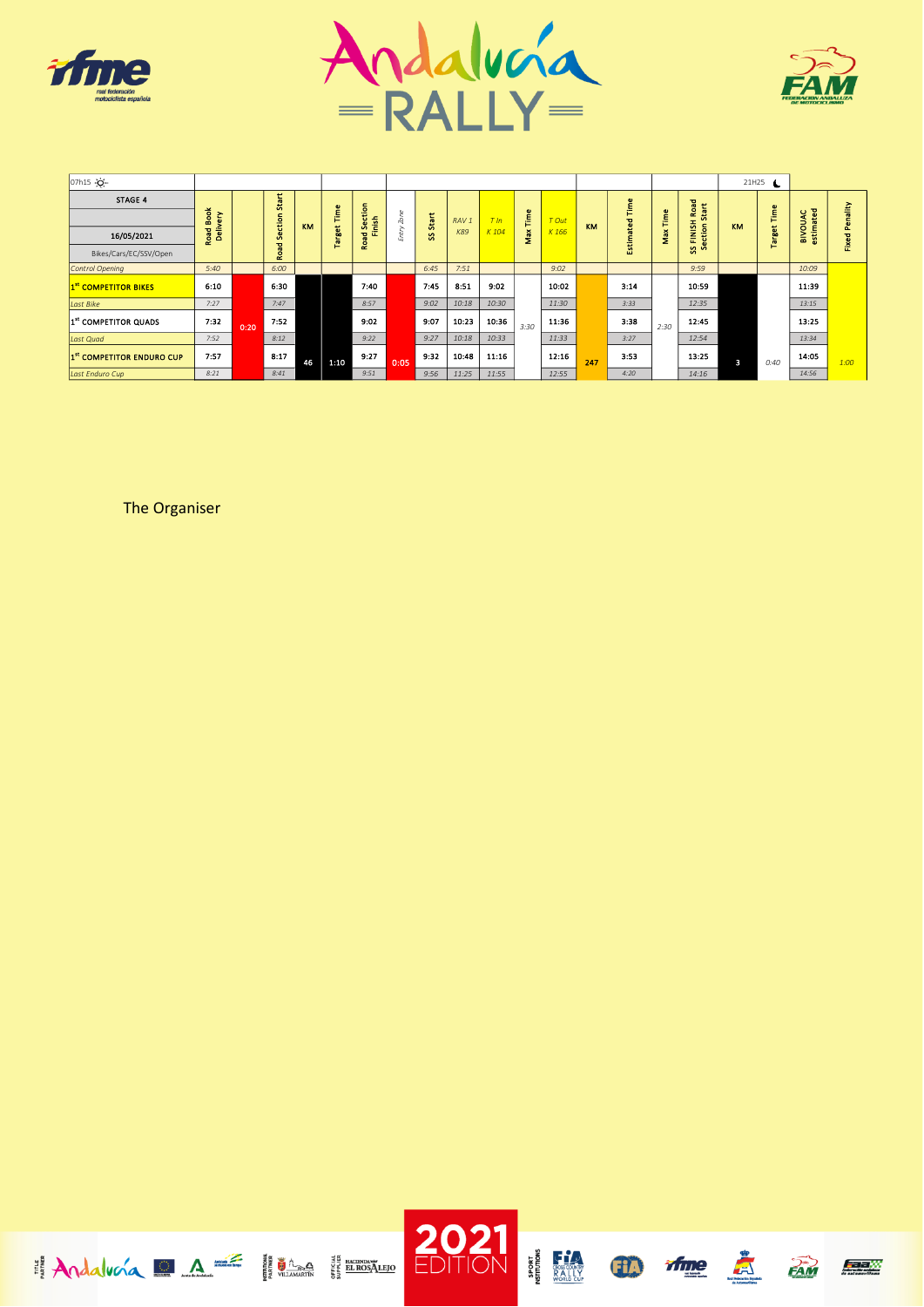| 07h15 | | | | | | | | | | | | | | | | | | 21H25 | | | |
|---|---|---|---|---|---|---|---|---|---|---|---|---|---|---|---|---|---|---|---|---|---|
| STAGE 4 16/05/2021 Bikes/Cars/EC/SSV/Open | Road Book Delivery | | Road Section Start | KM | Target Time | Road Section Finish | Entry Zone | SS Start | RAV 1 K89 | T In K 104 | Max Time | T Out K 166 | KM | Estimated Time | Max Time | SS FINISH Road Section Start | KM | Target Time | BIVOUAC estimated | Fixed Penality |
| *Control Opening* | *5:40* | | *6:00* | | | | | *6:45* | *7:51* | | | *9:02* | | | | *9:59* | | | *10:09* | |
| 1st COMPETITOR BIKES | 6:10 | 0:20 | 6:30 | 46 | 1:10 | 7:40 | 0:05 | 7:45 | 8:51 | 9:02 | 3:30 | 10:02 | 247 | 3:14 | 2:30 | 10:59 | 3 | 0:40 | 11:39 | 1:00 |
| *Last Bike* | *7:27* | | *7:47* | | | *8:57* | | *9:02* | *10:18* | *10:30* | | *11:30* | | *3:33* | | *12:35* | | | *13:15* | |
| 1st COMPETITOR QUADS | 7:32 | | 7:52 | | | 9:02 | | 9:07 | 10:23 | 10:36 | | 11:36 | | 3:38 | | 12:45 | | | 13:25 | |
| *Last Quad* | *7:52* | | *8:12* | | | *9:22* | | *9:27* | *10:18* | *10:33* | | *11:33* | | *3:27* | | *12:54* | | | *13:34* | |
| 1st COMPETITOR ENDURO CUP | 7:57 | | 8:17 | | | 9:27 | | 9:32 | 10:48 | 11:16 | | 12:16 | | 3:53 | | 13:25 | | | 14:05 | |
| *Last Enduro Cup* | *8:21* | | *8:41* | | | *9:51* | | *9:56* | *11:25* | *11:55* | | *12:55* | | *4:20* | | *14:16* | | | *14:56* | |

The Organiser